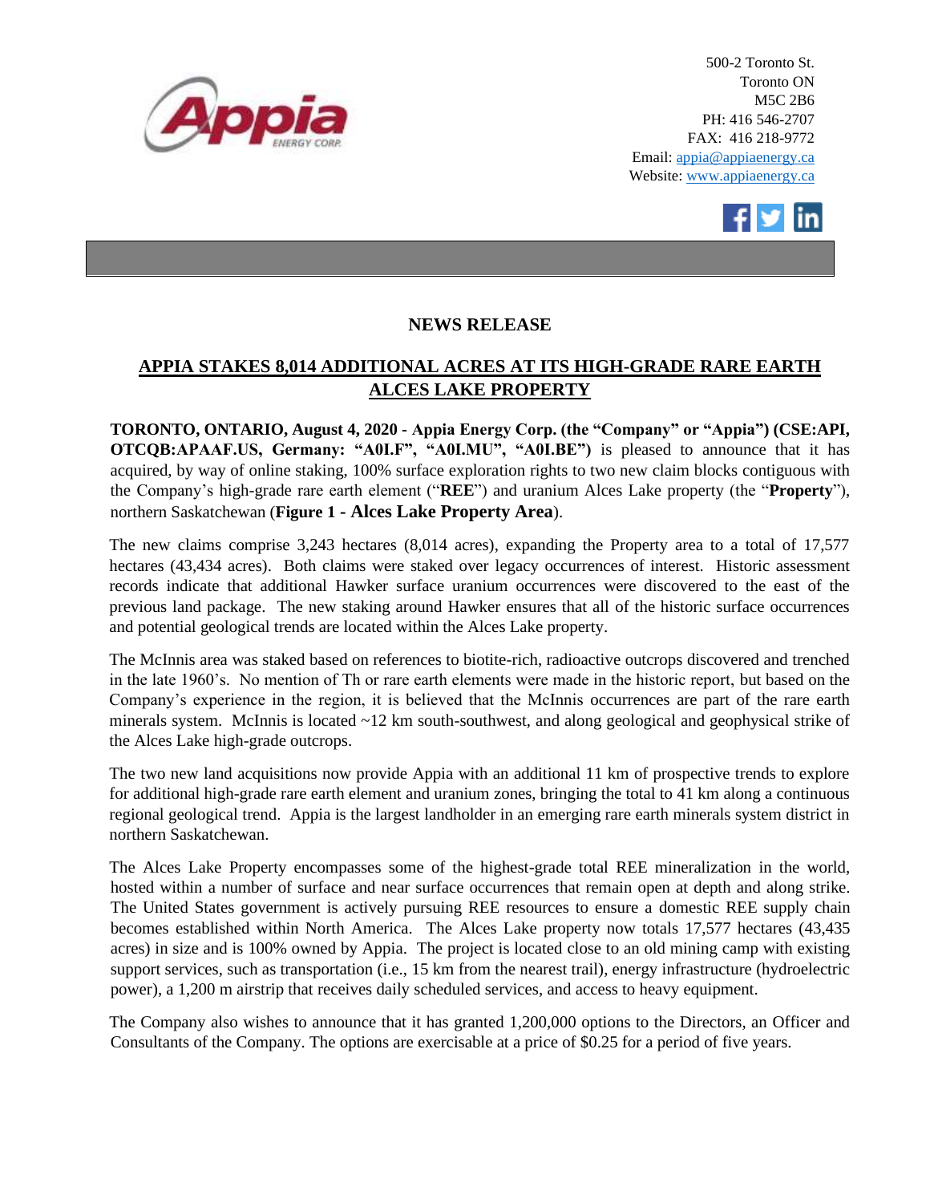500-2 Toronto St.
Toronto ON
M5C 2B6
PH: 416 546-2707
FAX: 416 218-9772
Email: appia@appiaenergy.ca
Website: www.appiaenergy.ca

## NEWS RELEASE

## APPIA STAKES 8,014 ADDITIONAL ACRES AT ITS HIGH-GRADE RARE EARTH ALCES LAKE PROPERTY

**TORONTO, ONTARIO, August 4, 2020 - Appia Energy Corp. (the "Company" or "Appia") (CSE:API, OTCQB:APAAF.US, Germany: "A0I.F", "A0I.MU", "A0I.BE")** is pleased to announce that it has acquired, by way of online staking, 100% surface exploration rights to two new claim blocks contiguous with the Company's high-grade rare earth element ("**REE**") and uranium Alces Lake property (the "**Property**"), northern Saskatchewan (**Figure 1 - Alces Lake Property Area**).

The new claims comprise 3,243 hectares (8,014 acres), expanding the Property area to a total of 17,577 hectares (43,434 acres). Both claims were staked over legacy occurrences of interest. Historic assessment records indicate that additional Hawker surface uranium occurrences were discovered to the east of the previous land package. The new staking around Hawker ensures that all of the historic surface occurrences and potential geological trends are located within the Alces Lake property.

The McInnis area was staked based on references to biotite-rich, radioactive outcrops discovered and trenched in the late 1960's. No mention of Th or rare earth elements were made in the historic report, but based on the Company's experience in the region, it is believed that the McInnis occurrences are part of the rare earth minerals system. McInnis is located ~12 km south-southwest, and along geological and geophysical strike of the Alces Lake high-grade outcrops.

The two new land acquisitions now provide Appia with an additional 11 km of prospective trends to explore for additional high-grade rare earth element and uranium zones, bringing the total to 41 km along a continuous regional geological trend. Appia is the largest landholder in an emerging rare earth minerals system district in northern Saskatchewan.

The Alces Lake Property encompasses some of the highest-grade total REE mineralization in the world, hosted within a number of surface and near surface occurrences that remain open at depth and along strike. The United States government is actively pursuing REE resources to ensure a domestic REE supply chain becomes established within North America. The Alces Lake property now totals 17,577 hectares (43,435 acres) in size and is 100% owned by Appia. The project is located close to an old mining camp with existing support services, such as transportation (i.e., 15 km from the nearest trail), energy infrastructure (hydroelectric power), a 1,200 m airstrip that receives daily scheduled services, and access to heavy equipment.

The Company also wishes to announce that it has granted 1,200,000 options to the Directors, an Officer and Consultants of the Company. The options are exercisable at a price of $0.25 for a period of five years.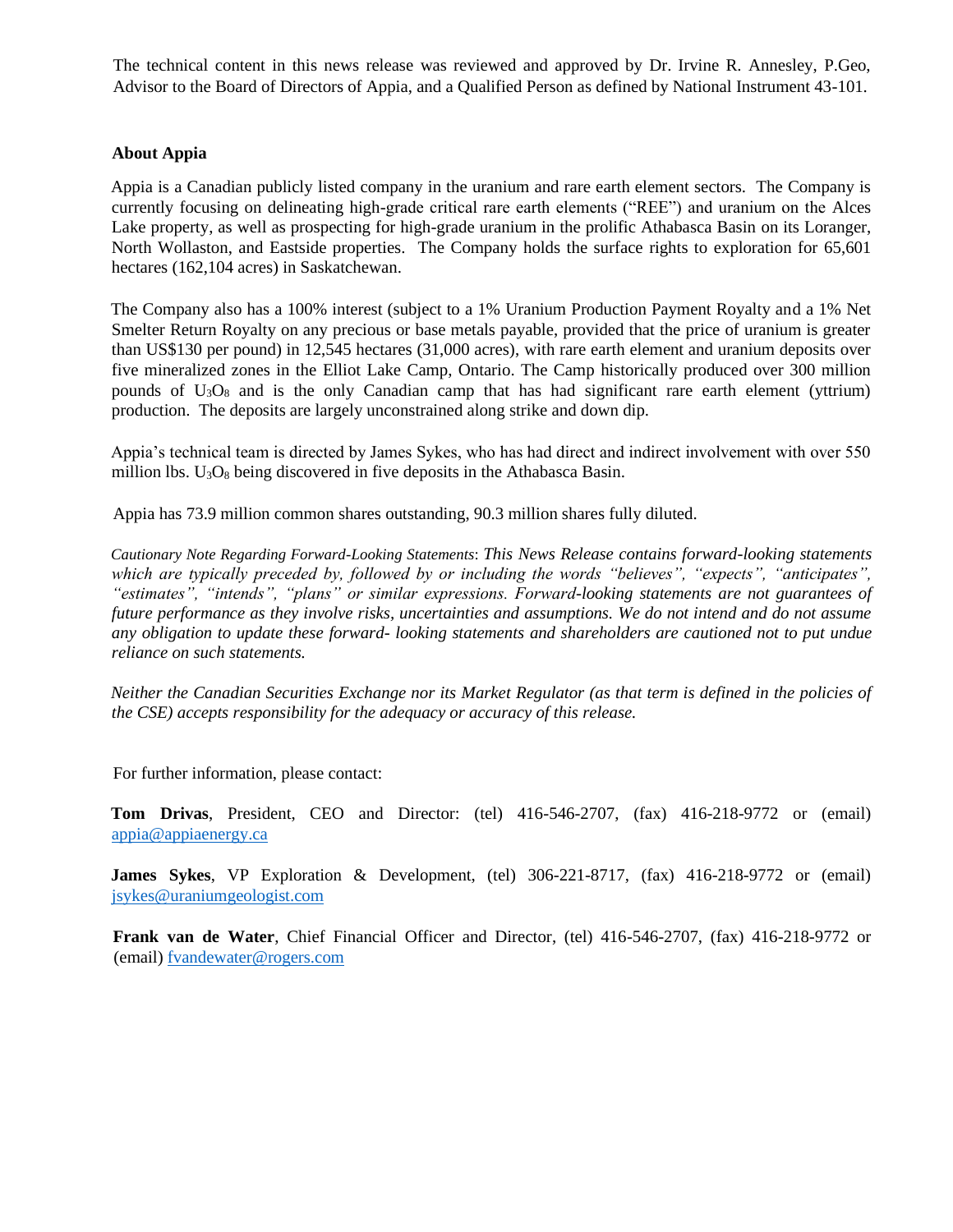The technical content in this news release was reviewed and approved by Dr. Irvine R. Annesley, P.Geo, Advisor to the Board of Directors of Appia, and a Qualified Person as defined by National Instrument 43-101.

**About Appia**

Appia is a Canadian publicly listed company in the uranium and rare earth element sectors. The Company is currently focusing on delineating high-grade critical rare earth elements ("REE") and uranium on the Alces Lake property, as well as prospecting for high-grade uranium in the prolific Athabasca Basin on its Loranger, North Wollaston, and Eastside properties. The Company holds the surface rights to exploration for 65,601 hectares (162,104 acres) in Saskatchewan.

The Company also has a 100% interest (subject to a 1% Uranium Production Payment Royalty and a 1% Net Smelter Return Royalty on any precious or base metals payable, provided that the price of uranium is greater than US$130 per pound) in 12,545 hectares (31,000 acres), with rare earth element and uranium deposits over five mineralized zones in the Elliot Lake Camp, Ontario. The Camp historically produced over 300 million pounds of $U_3O_8$ and is the only Canadian camp that has had significant rare earth element (yttrium) production. The deposits are largely unconstrained along strike and down dip.

Appia's technical team is directed by James Sykes, who has had direct and indirect involvement with over 550 million lbs. $U_3O_8$ being discovered in five deposits in the Athabasca Basin.

Appia has 73.9 million common shares outstanding, 90.3 million shares fully diluted.

*Cautionary Note Regarding Forward-Looking Statements: This News Release contains forward-looking statements which are typically preceded by, followed by or including the words "believes", "expects", "anticipates", "estimates", "intends", "plans" or similar expressions. Forward-looking statements are not guarantees of future performance as they involve risks, uncertainties and assumptions. We do not intend and do not assume any obligation to update these forward- looking statements and shareholders are cautioned not to put undue reliance on such statements.*

*Neither the Canadian Securities Exchange nor its Market Regulator (as that term is defined in the policies of the CSE) accepts responsibility for the adequacy or accuracy of this release.*

For further information, please contact:

**Tom Drivas**, President, CEO and Director: (tel) 416-546-2707, (fax) 416-218-9772 or (email) appia@appiaenergy.ca

**James Sykes**, VP Exploration & Development, (tel) 306-221-8717, (fax) 416-218-9772 or (email) jsykes@uraniumgeologist.com

**Frank van de Water**, Chief Financial Officer and Director, (tel) 416-546-2707, (fax) 416-218-9772 or (email) fvandewater@rogers.com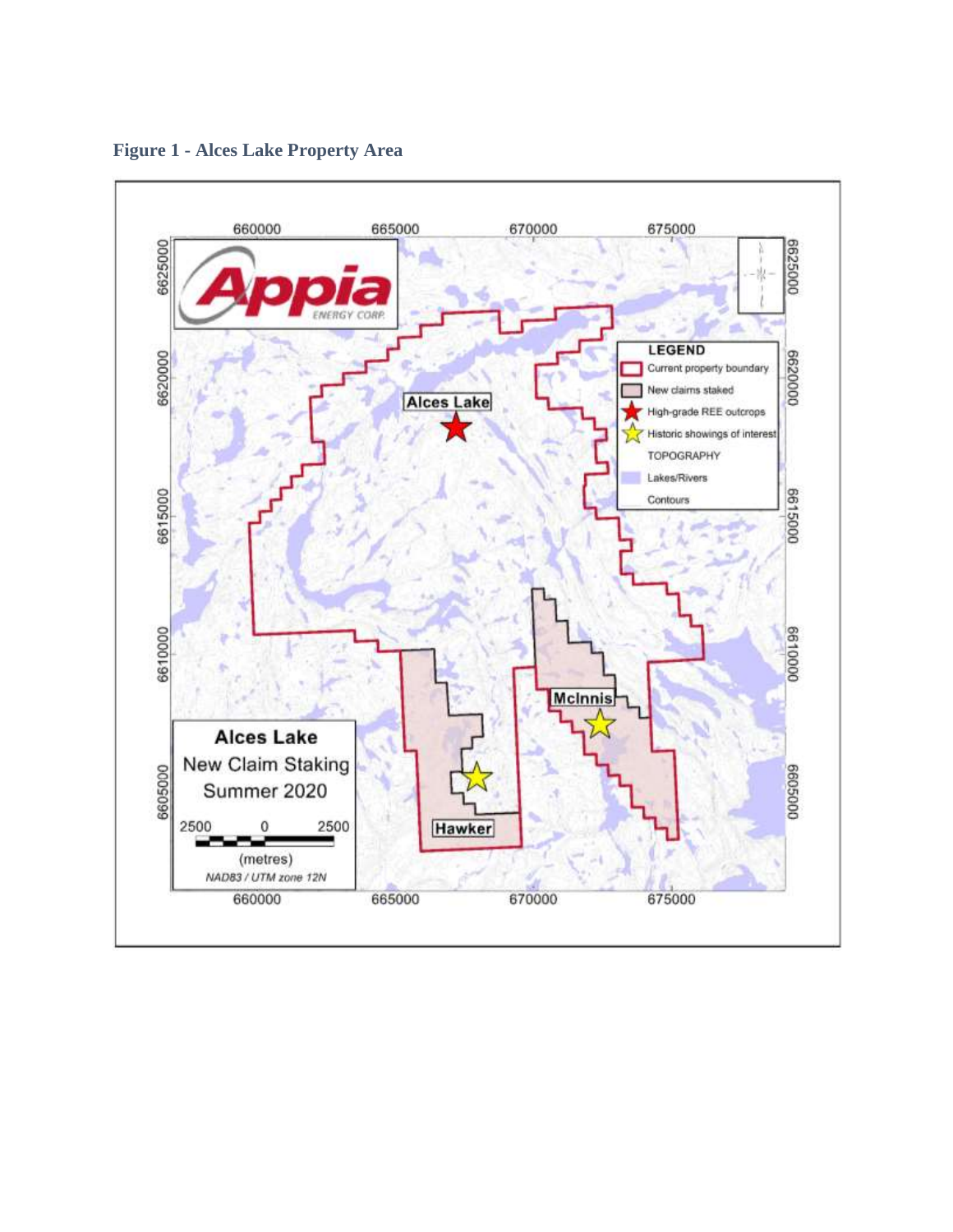**Figure 1 - Alces Lake Property Area**

660000
665000
670000
675000

6625000
6620000
6615000
6610000
6605000

Appia
ENERGY CORP.

LEGEND
Current property boundary
New claims staked
High-grade REE outcrops
Historic showings of interest
TOPOGRAPHY
Lakes/Rivers
Contours

Alces Lake
McInnis
Hawker

Alces Lake
New Claim Staking
Summer 2020
2500 0 2500
(metres)
NAD83 / UTM zone 12N